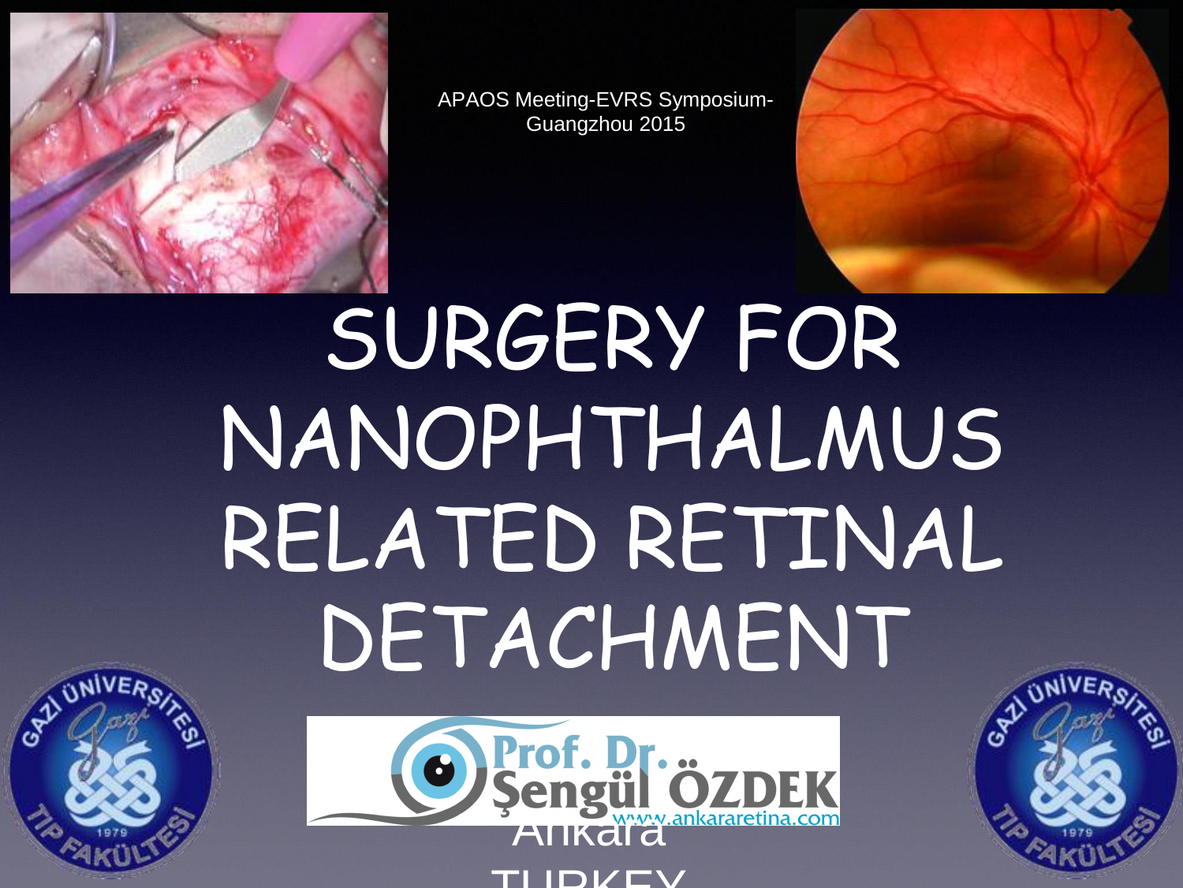APAOS Meeting-EVRS Symposium-Guangzhou 2015

# SURGERY FOR NANOPHTHALMUS RELATED RETINAL DETACHMENT

Prof. Dr. Şengül ÖZDEK

www.ankararetina.com

Ankara

TURKEY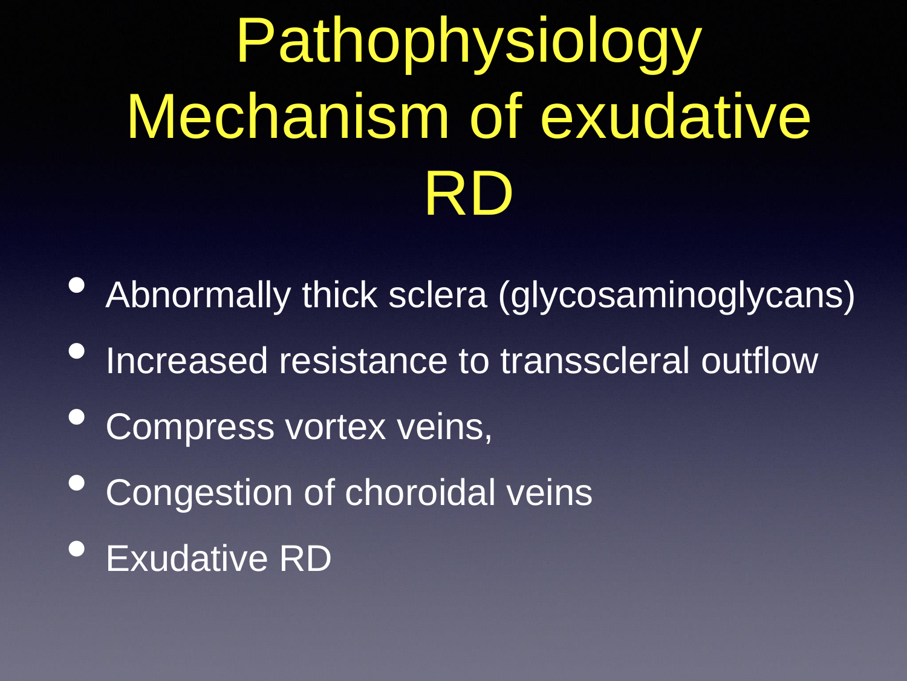# Pathophysiology Mechanism of exudative RD

- Abnormally thick sclera (glycosaminoglycans)
- Increased resistance to transscleral outflow
- Compress vortex veins,
- Congestion of choroidal veins
- Exudative RD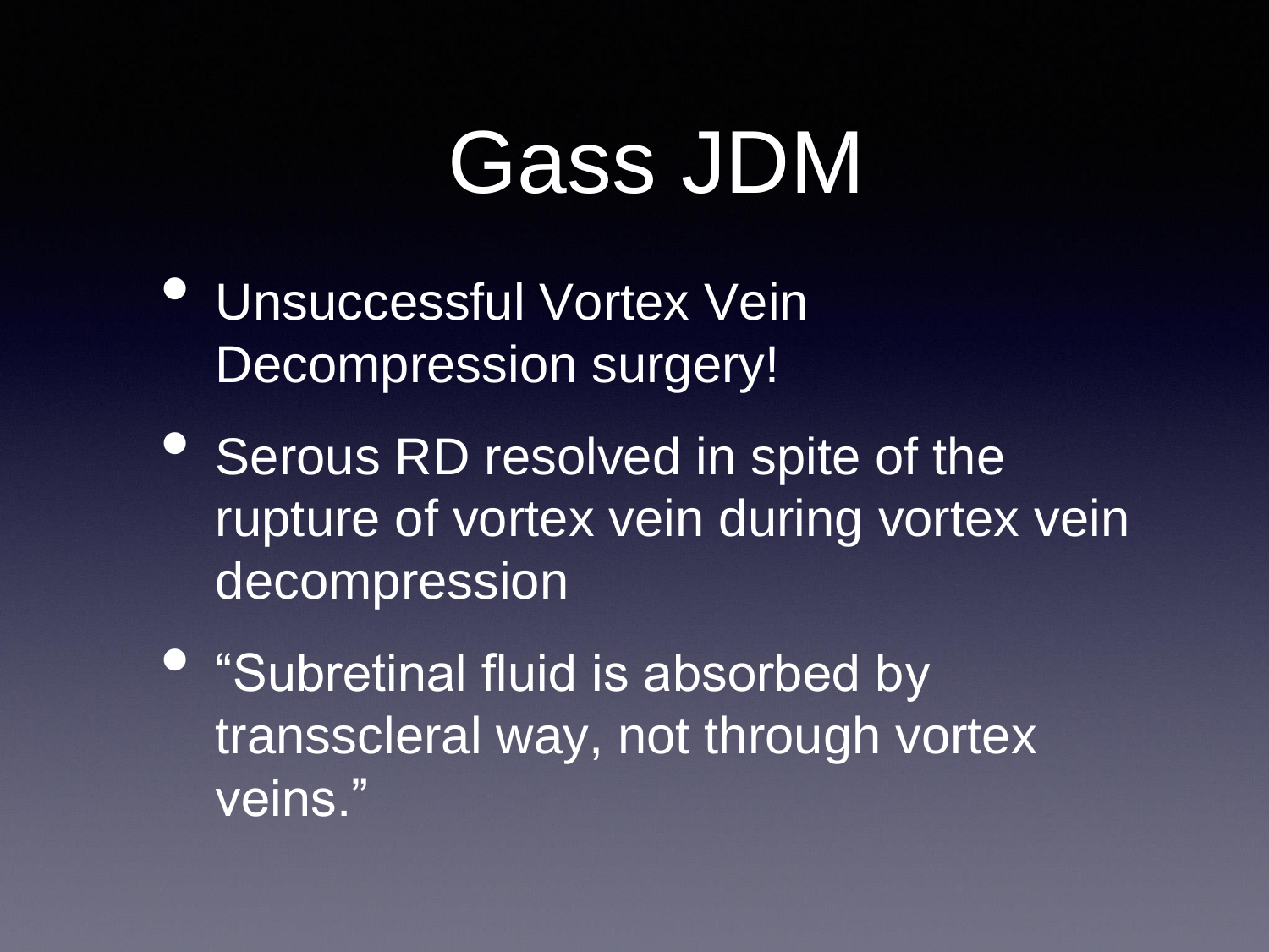# Gass JDM

- Unsuccessful Vortex Vein Decompression surgery!
- Serous RD resolved in spite of the rupture of vortex vein during vortex vein decompression
- “Subretinal fluid is absorbed by transscleral way, not through vortex veins.”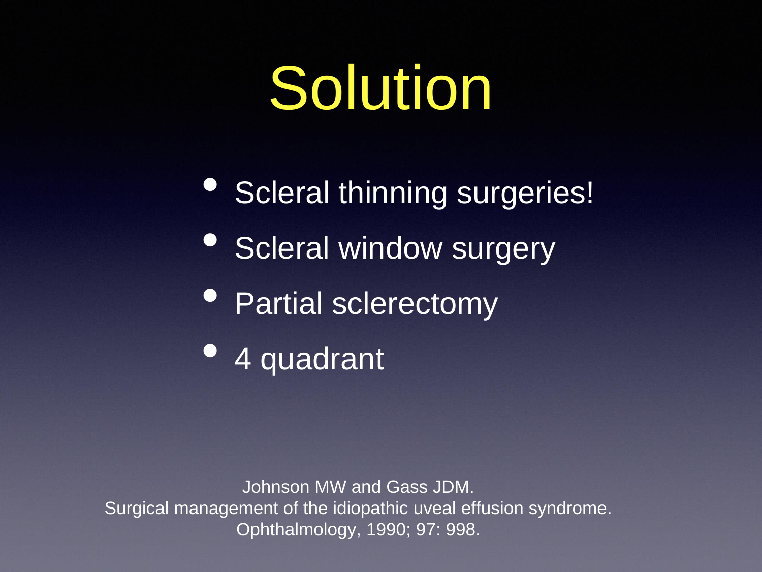# Solution

- Scleral thinning surgeries!
- Scleral window surgery
- Partial sclerectomy
- 4 quadrant

Johnson MW and Gass JDM.
Surgical management of the idiopathic uveal effusion syndrome.
Ophthalmology, 1990; 97: 998.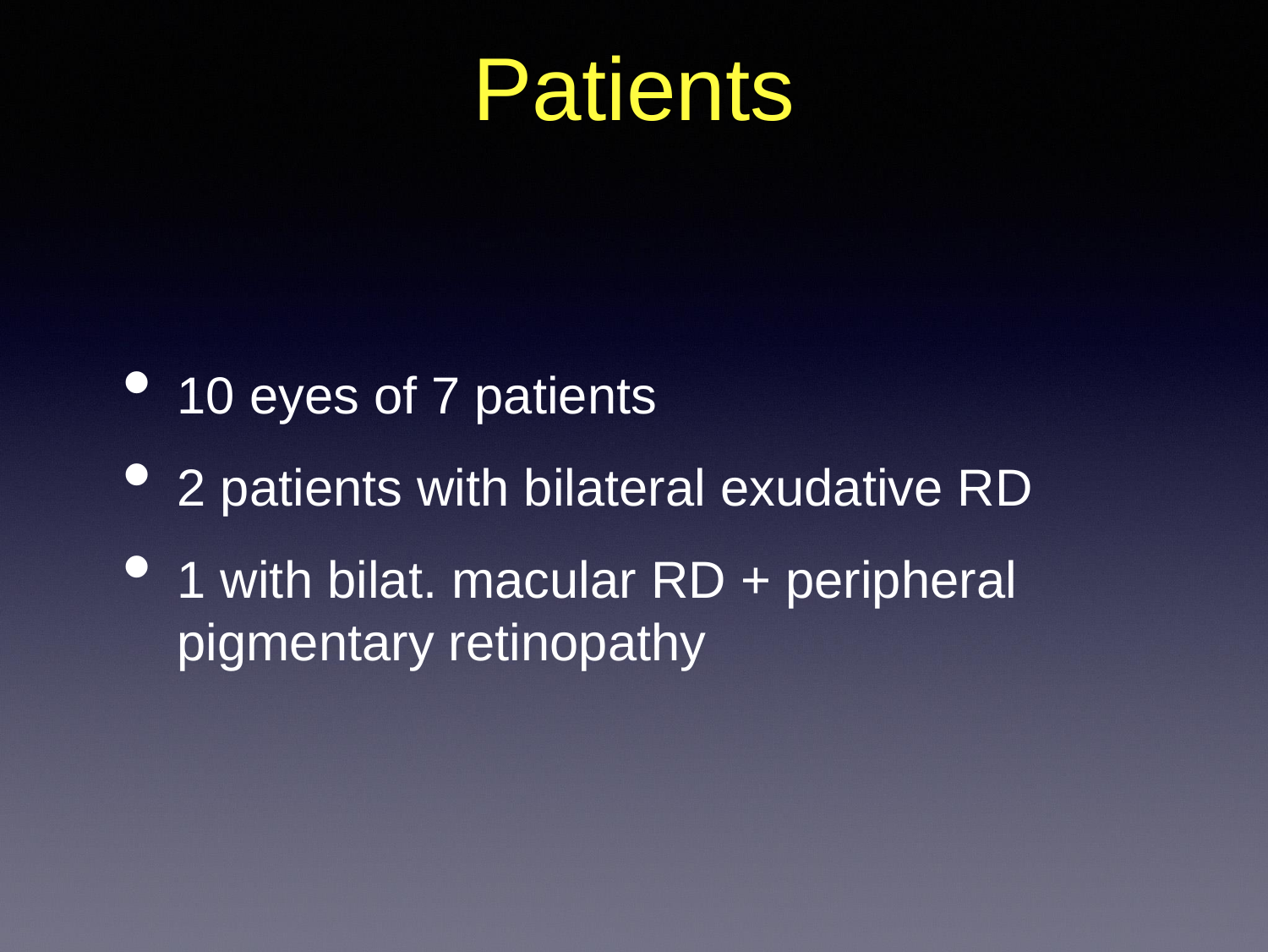# Patients

- 10 eyes of 7 patients
- 2 patients with bilateral exudative RD
- 1 with bilat. macular RD + peripheral pigmentary retinopathy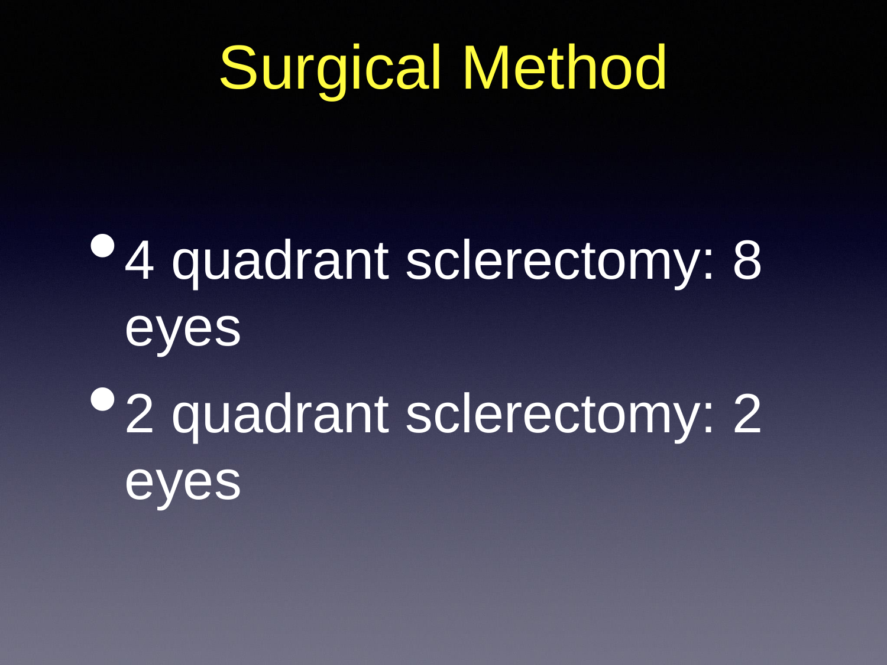# Surgical Method

- 4 quadrant sclerectomy: 8 eyes
- 2 quadrant sclerectomy: 2 eyes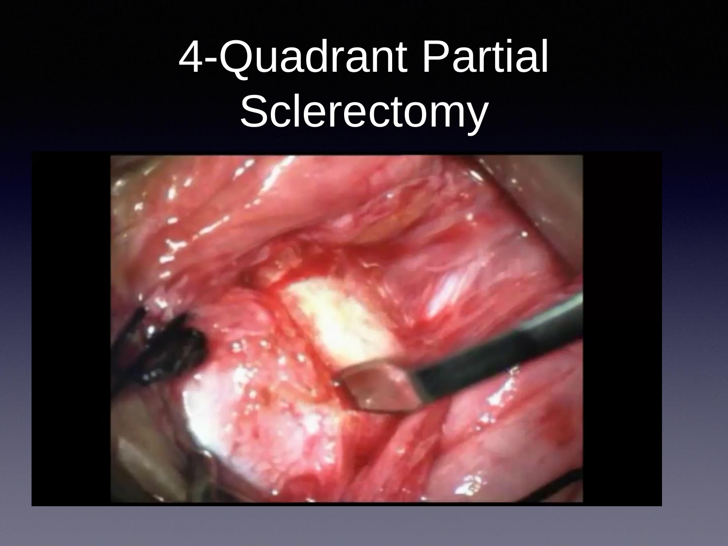# 4-Quadrant Partial Sclerectomy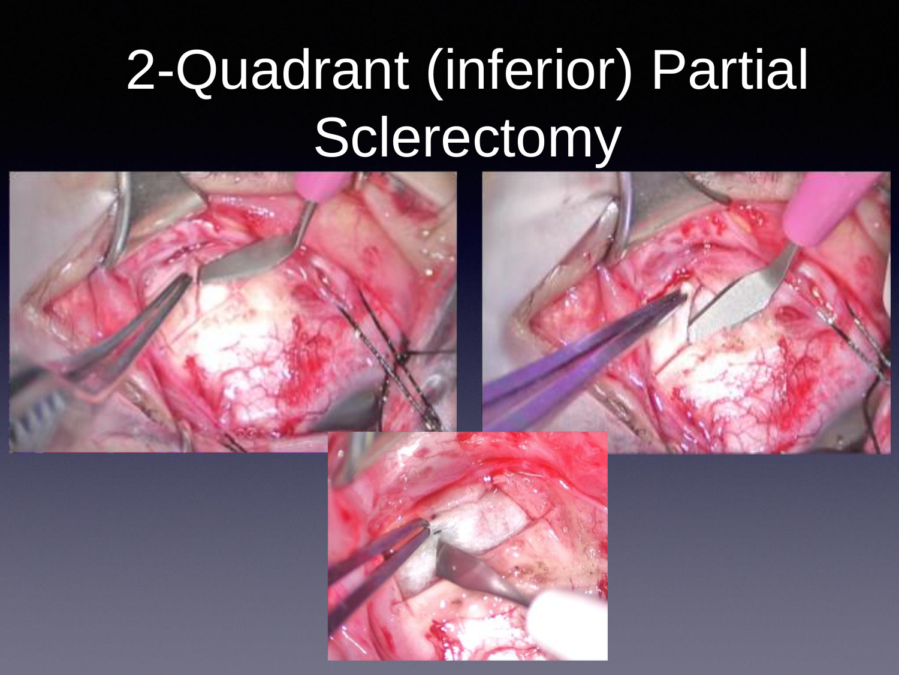# 2-Quadrant (inferior) Partial Sclerectomy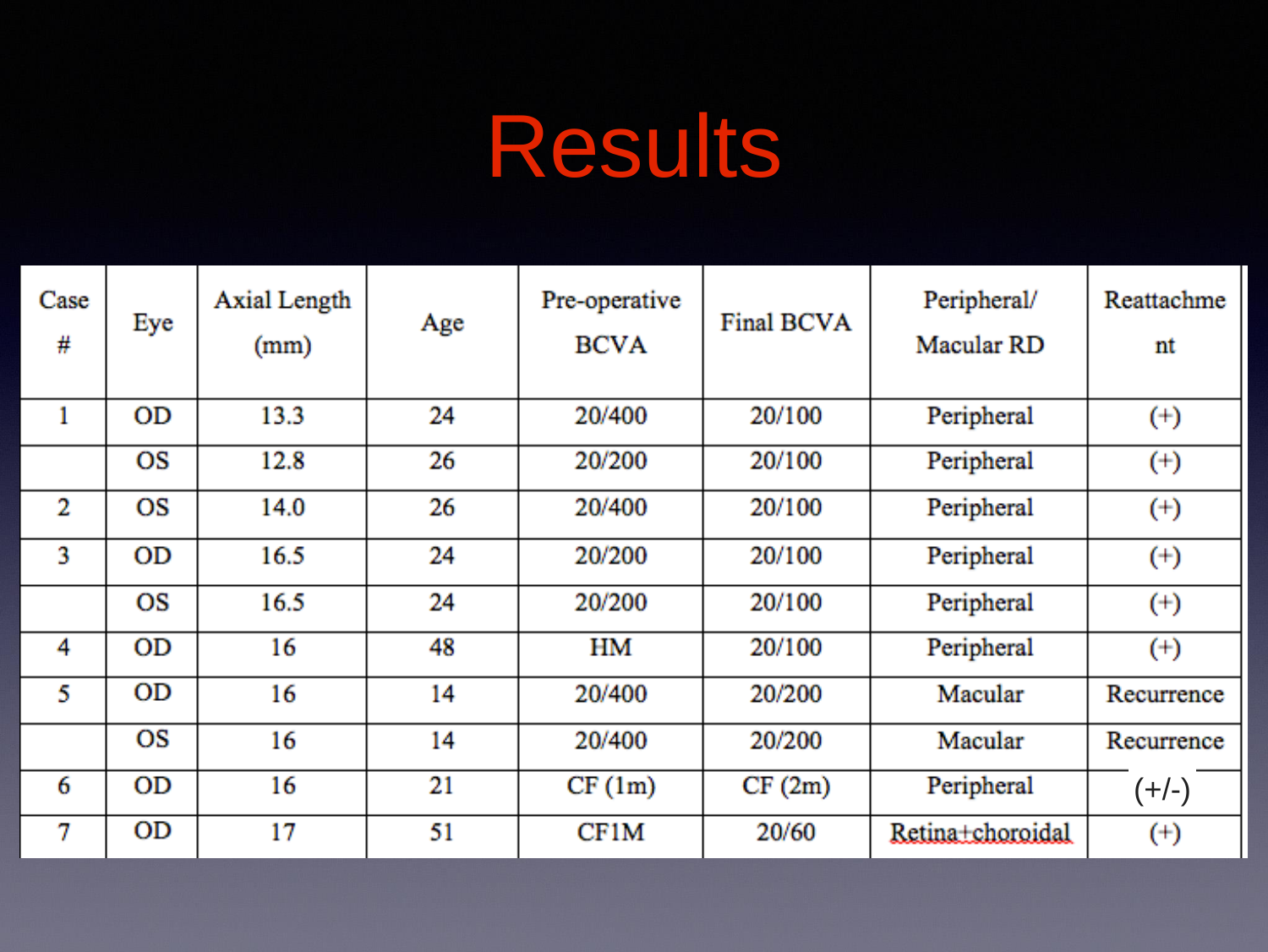# Results

| Case # | Eye | Axial Length (mm) | Age | Pre-operative BCVA | Final BCVA | Peripheral/ Macular RD | Reattachment |
|---|---|---|---|---|---|---|---|
| 1 | OD | 13.3 | 24 | 20/400 | 20/100 | Peripheral | (+) |
| | OS | 12.8 | 26 | 20/200 | 20/100 | Peripheral | (+) |
| 2 | OS | 14.0 | 26 | 20/400 | 20/100 | Peripheral | (+) |
| 3 | OD | 16.5 | 24 | 20/200 | 20/100 | Peripheral | (+) |
| | OS | 16.5 | 24 | 20/200 | 20/100 | Peripheral | (+) |
| 4 | OD | 16 | 48 | HM | 20/100 | Peripheral | (+) |
| 5 | OD | 16 | 14 | 20/400 | 20/200 | Macular | Recurrence |
| | OS | 16 | 14 | 20/400 | 20/200 | Macular | Recurrence |
| 6 | OD | 16 | 21 | CF (1m) | CF (2m) | Peripheral | (+/-) |
| 7 | OD | 17 | 51 | CF1M | 20/60 | Retina+choroidal | (+) |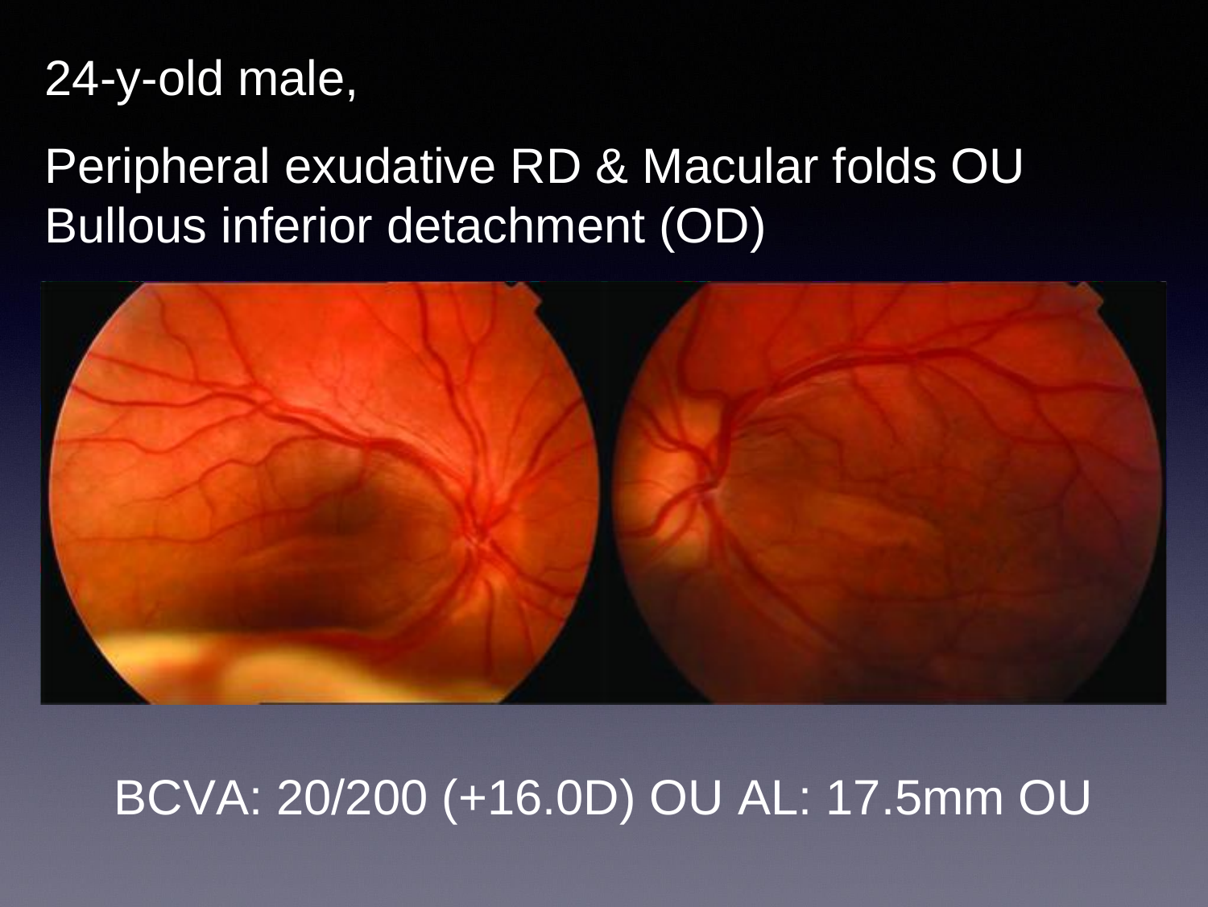24-y-old male,

Peripheral exudative RD & Macular folds OU
Bullous inferior detachment (OD)

BCVA: 20/200 (+16.0D) OU AL: 17.5mm OU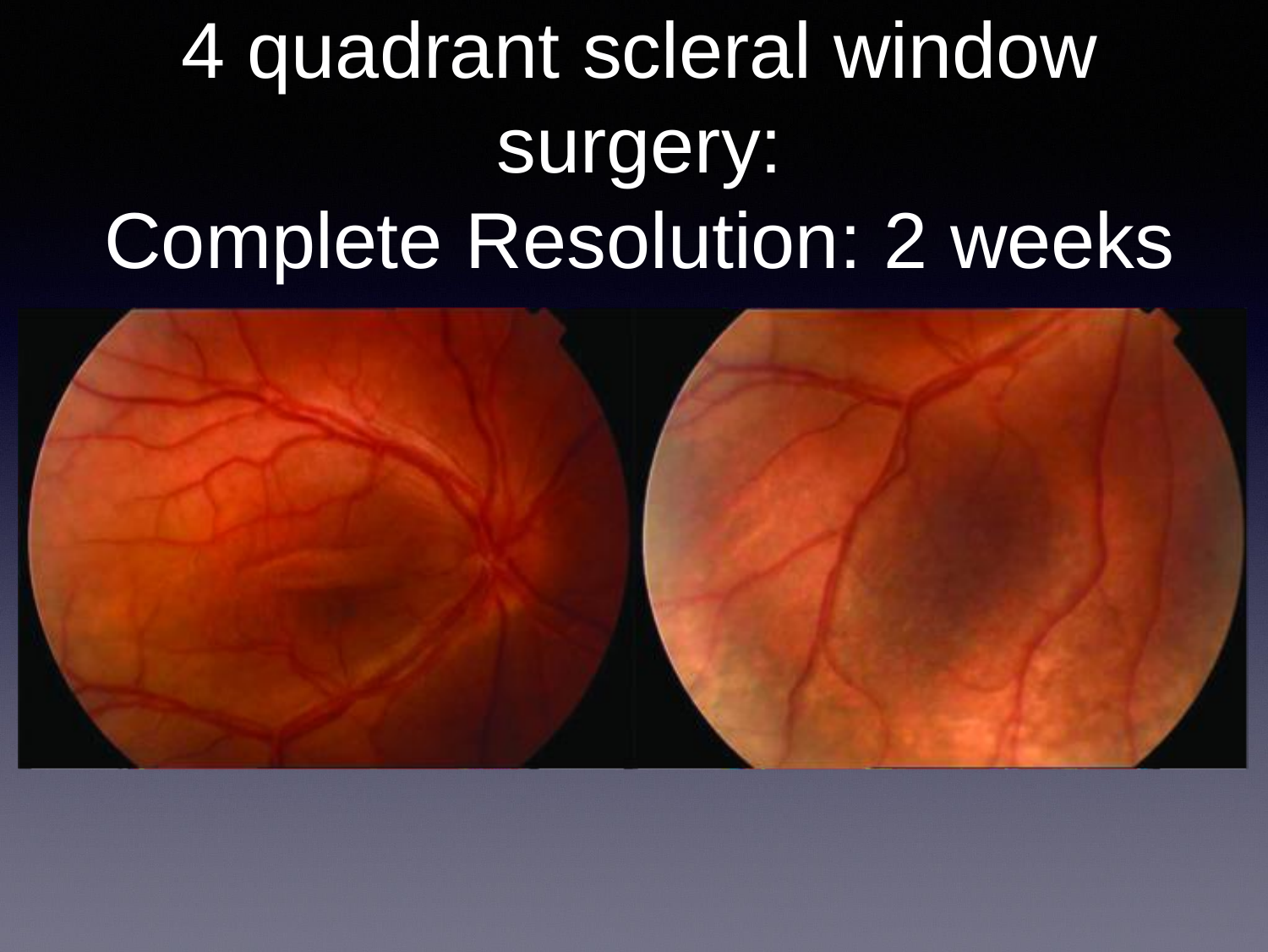# 4 quadrant scleral window surgery:
# Complete Resolution: 2 weeks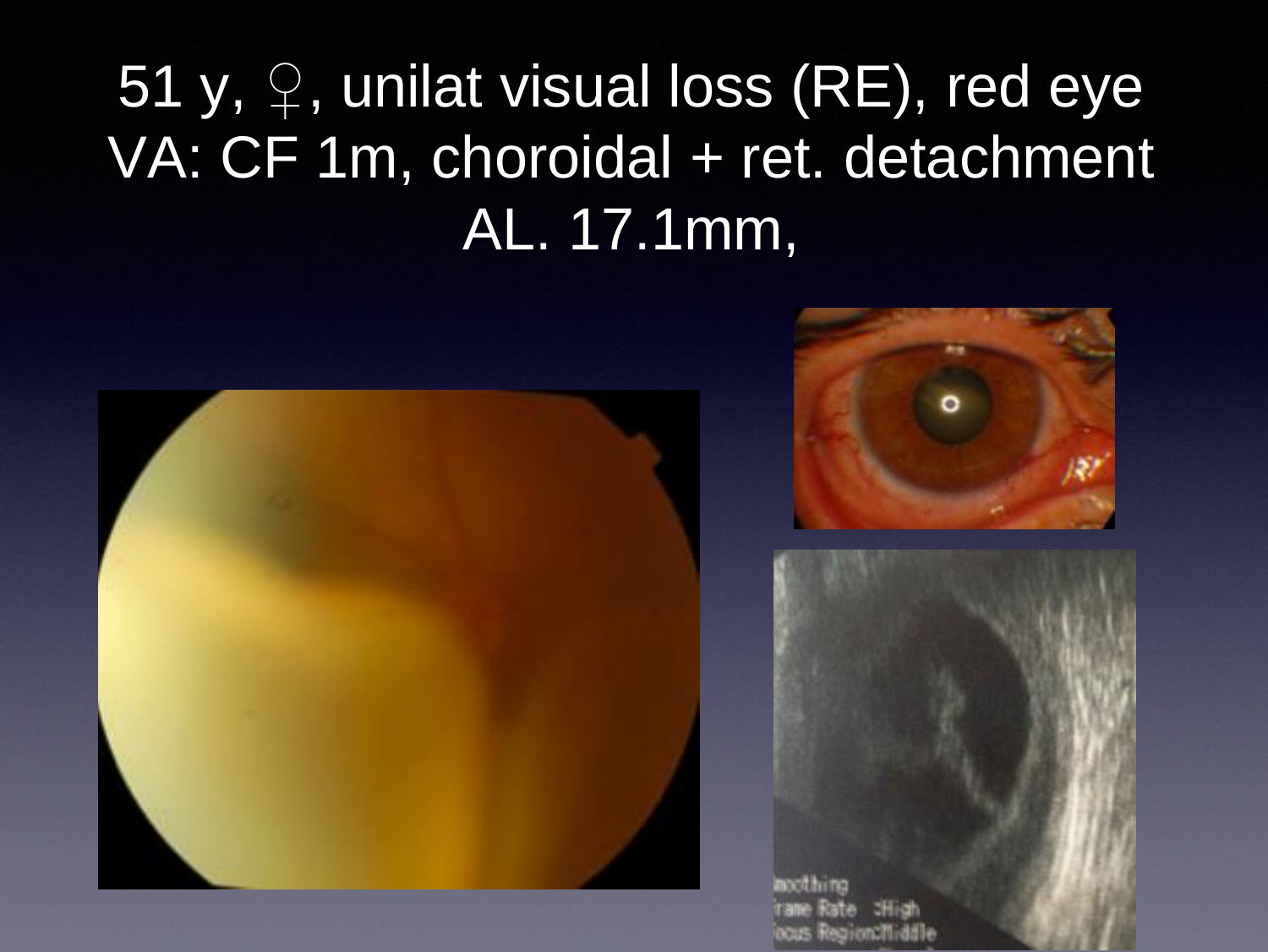# 51 y, ♀, unilat visual loss (RE), red eye
# VA: CF 1m, choroidal + ret. detachment
# AL. 17.1mm,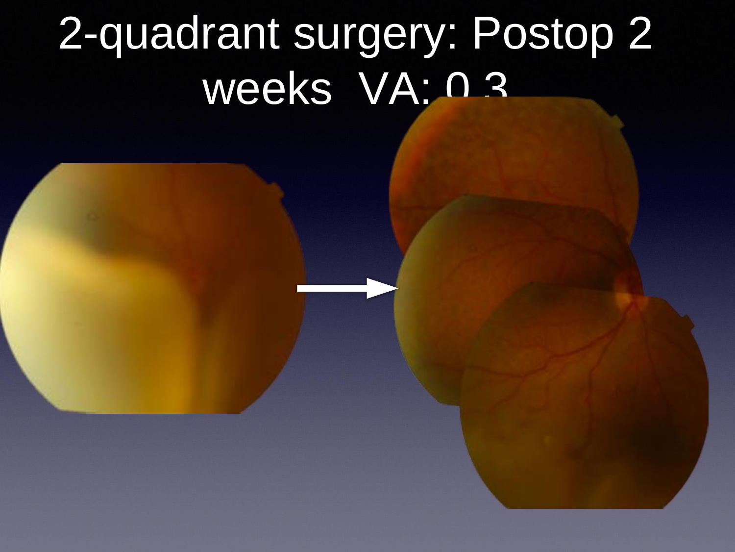# 2-quadrant surgery: Postop 2 weeks VA: 0.3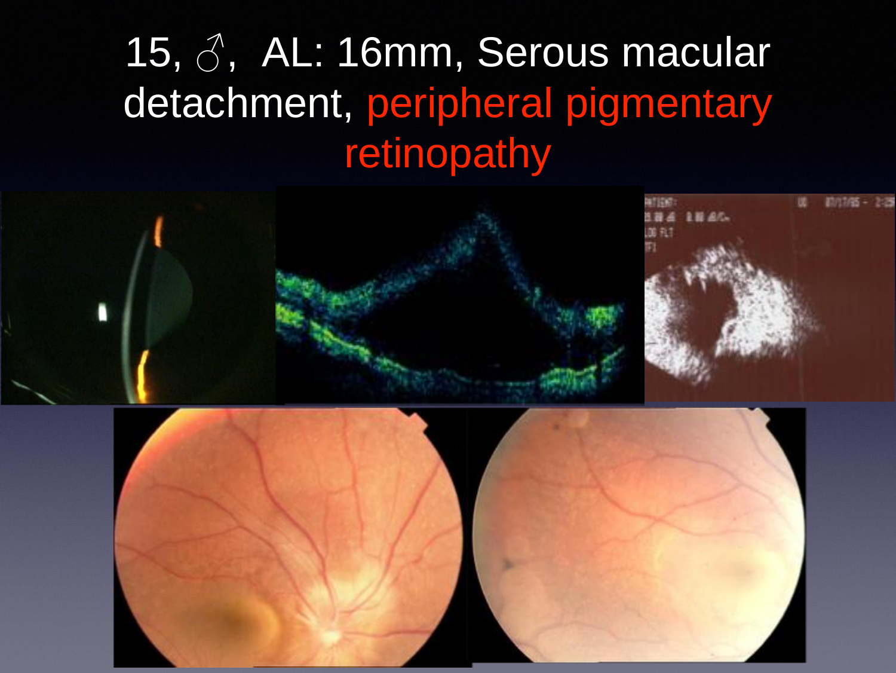# 15, ♂, AL: 16mm, Serous macular detachment, peripheral pigmentary retinopathy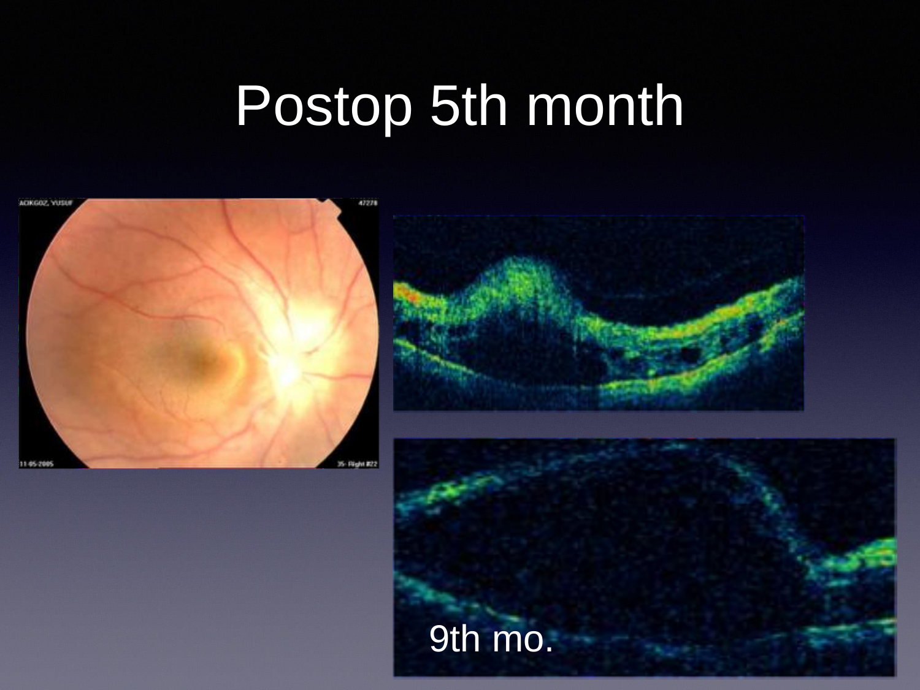# Postop 5th month

9th mo.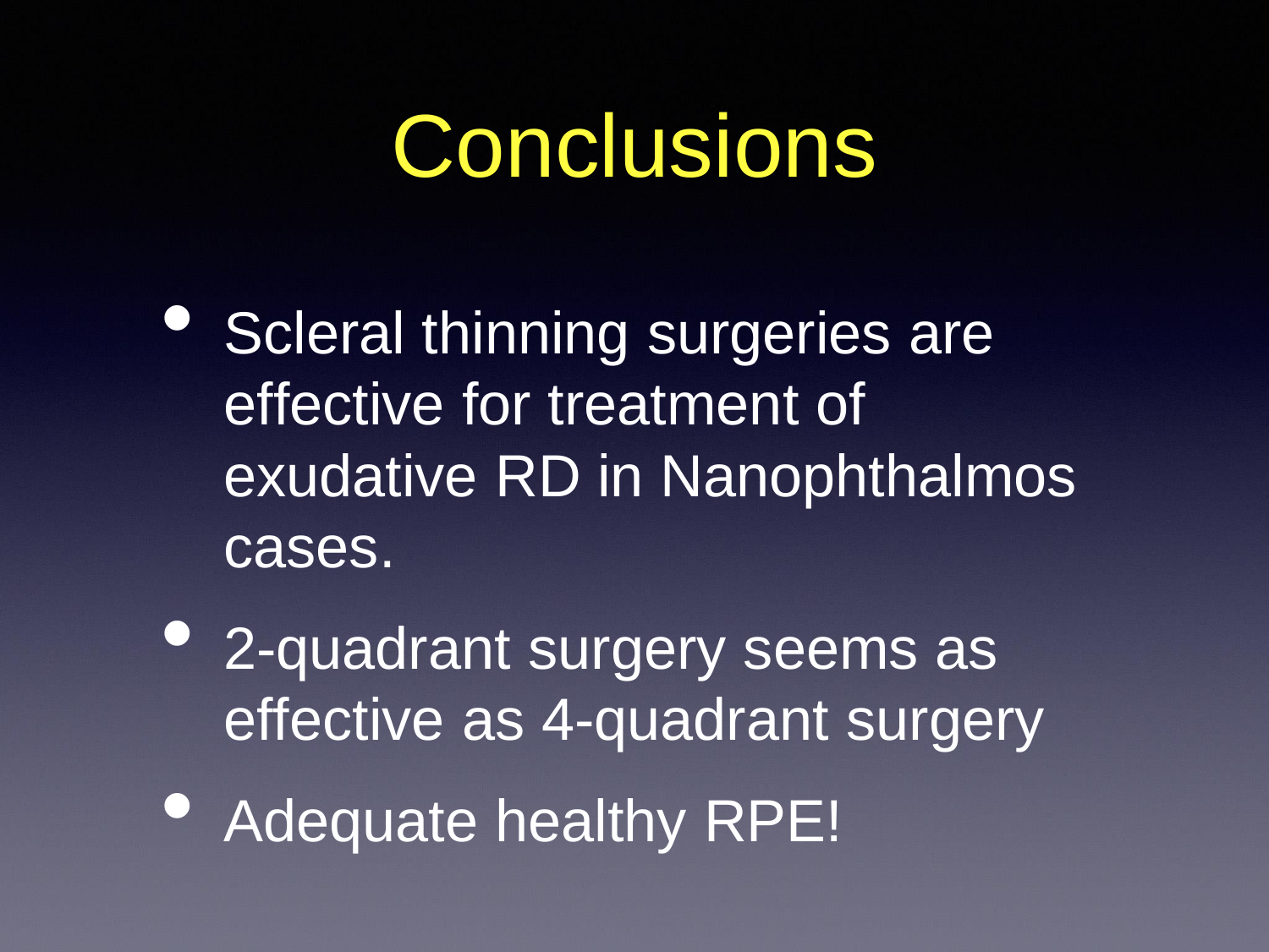# Conclusions

- Scleral thinning surgeries are effective for treatment of exudative RD in Nanophthalmos cases.
- 2-quadrant surgery seems as effective as 4-quadrant surgery
- Adequate healthy RPE!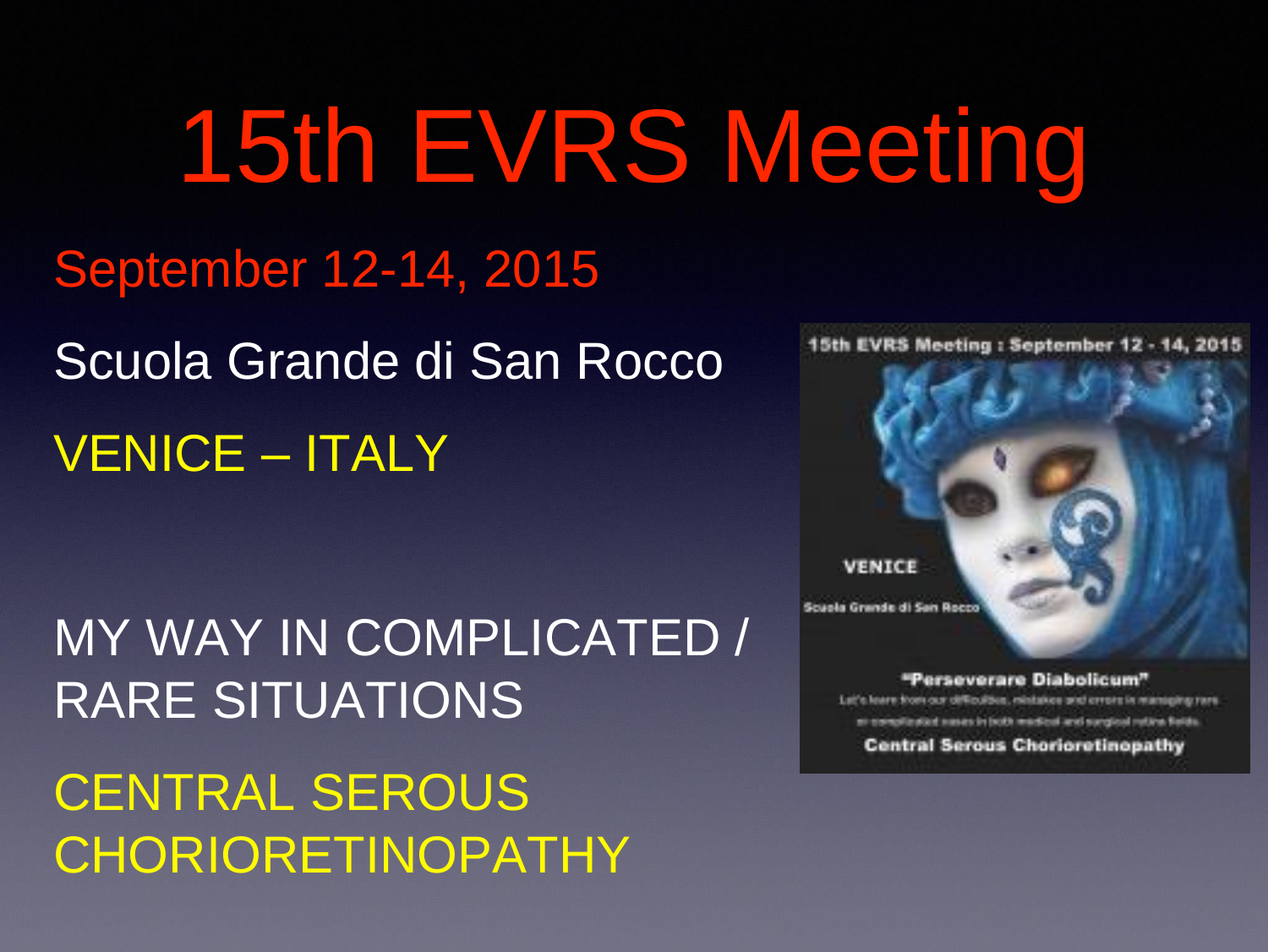# 15th EVRS Meeting

September 12-14, 2015

Scuola Grande di San Rocco

VENICE – ITALY

MY WAY IN COMPLICATED / RARE SITUATIONS

CENTRAL SEROUS CHORIORETINOPATHY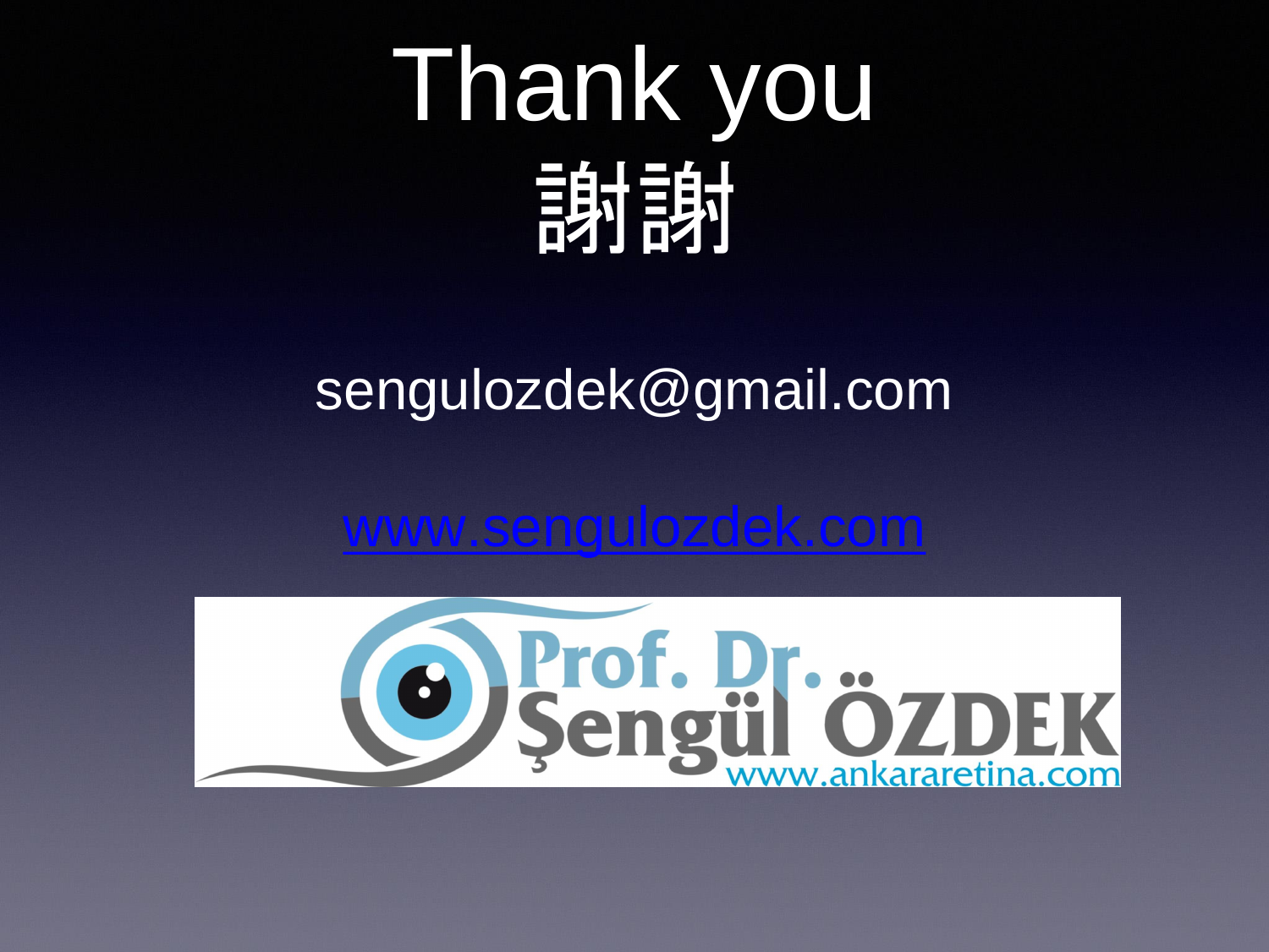# Thank you

# 謝謝

sengulozdek@gmail.com

www.sengulozdek.com

Prof. Dr. Şengül ÖZDEK

www.ankararetina.com